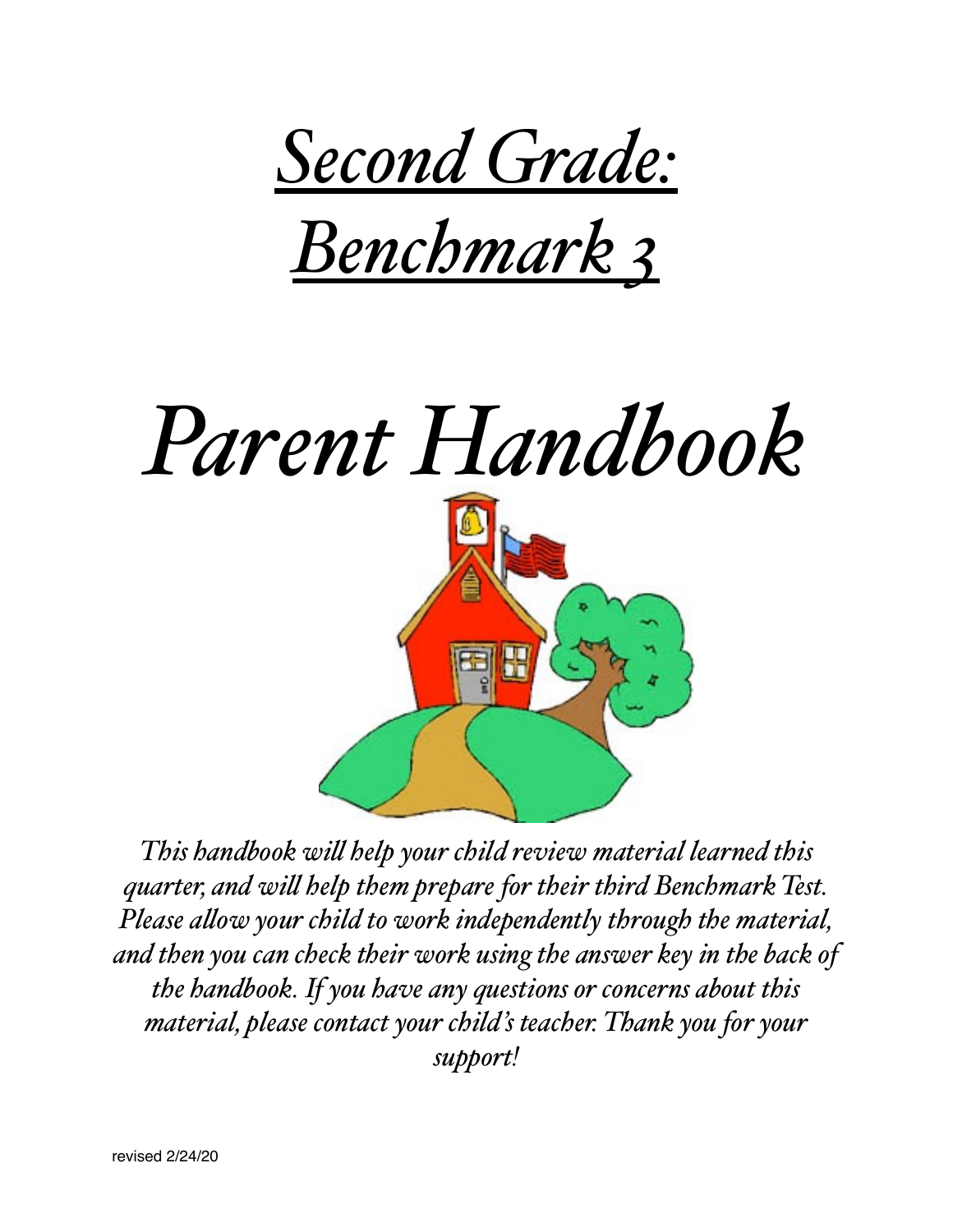# *Second Grade: Benchmark 3*

# *Parent Handbook*

*This handbook will help your child review material learned this quarter, and will help them prepare for their third Benchmark Test. Please allow your child to work independently through the material, and then you can check their work using the answer key in the back of the handbook. If you have any questions or concerns about this material, please contact your child's teacher. Thank you for your support!*

revised 2/24/20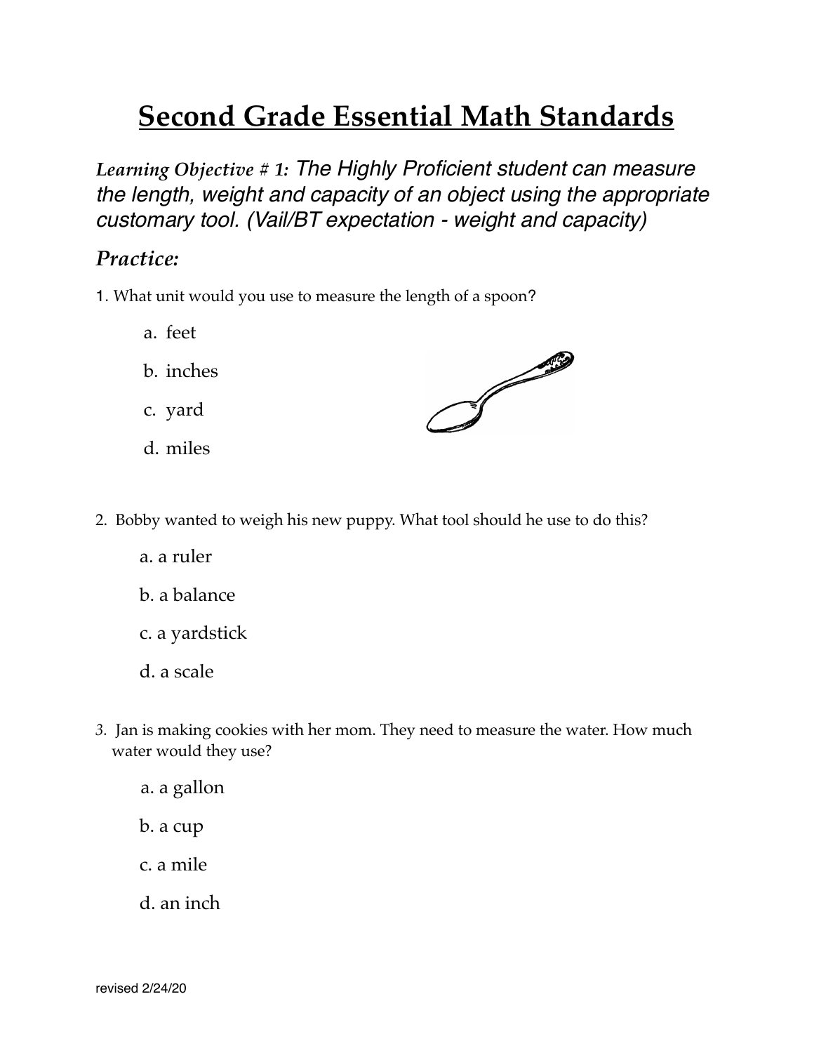# Second Grade Essential Math Standards

*Learning Objective # 1: The Highly Proficient student can measure the length, weight and capacity of an object using the appropriate customary tool. (Vail/BT expectation - weight and capacity)*

## *Practice:*

1. What unit would you use to measure the length of a spoon?

   a. feet

   b. inches

   c. yard

   d. miles

2. Bobby wanted to weigh his new puppy. What tool should he use to do this?

   a. a ruler

   b. a balance

   c. a yardstick

   d. a scale

3. Jan is making cookies with her mom. They need to measure the water. How much water would they use?

   a. a gallon

   b. a cup

   c. a mile

   d. an inch

revised 2/24/20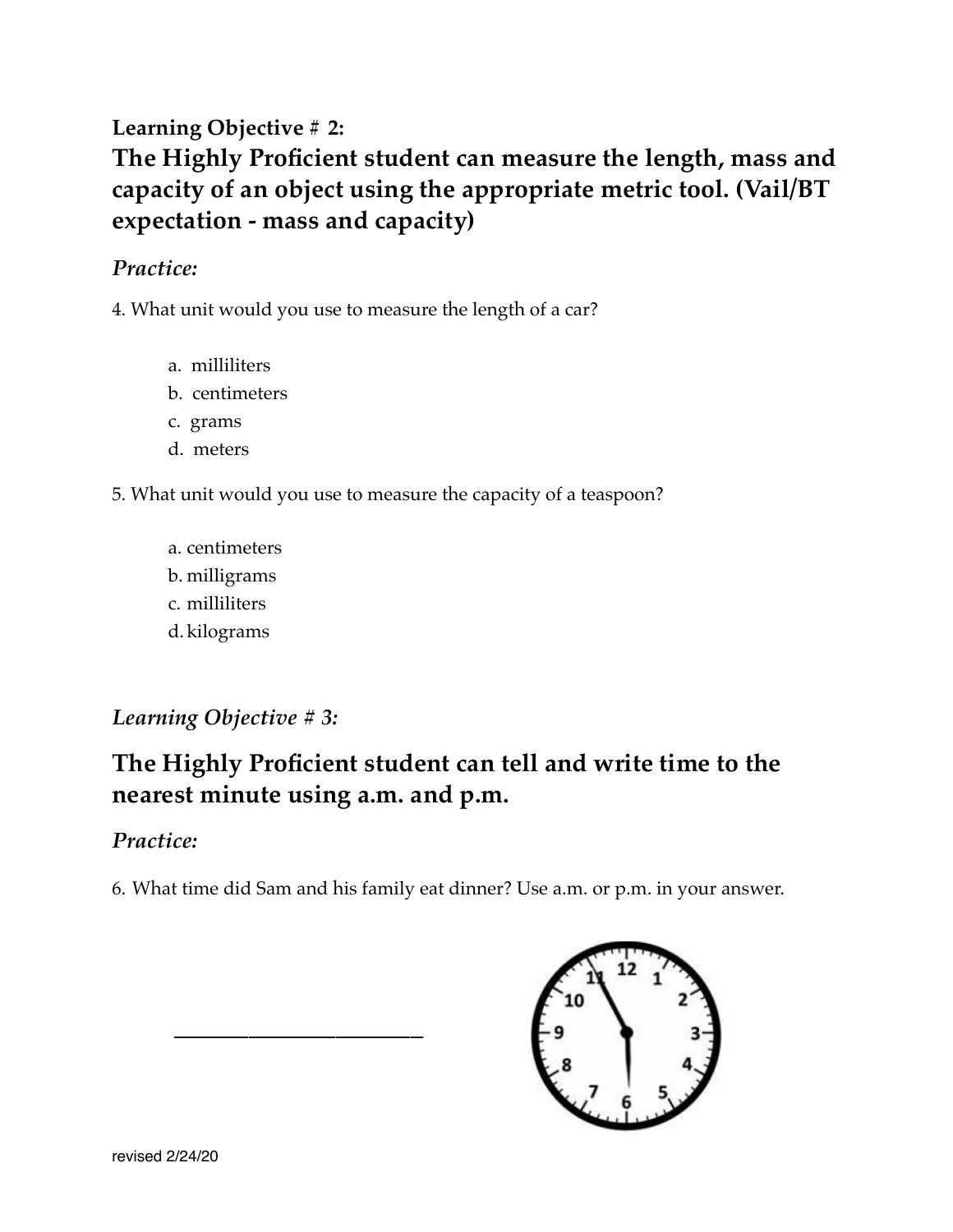**Learning Objective # 2:**

## The Highly Proficient student can measure the length, mass and capacity of an object using the appropriate metric tool. (Vail/BT expectation - mass and capacity)

***Practice:***

4. What unit would you use to measure the length of a car?

   a. milliliters
   b. centimeters
   c. grams
   d. meters

5. What unit would you use to measure the capacity of a teaspoon?

   a. centimeters
   b. milligrams
   c. milliliters
   d. kilograms

***Learning Objective # 3:***

## The Highly Proficient student can tell and write time to the nearest minute using a.m. and p.m.

***Practice:***

6. What time did Sam and his family eat dinner? Use a.m. or p.m. in your answer.

\_\_\_\_\_\_\_\_\_\_\_\_\_\_\_\_\_\_\_\_\_\_\_\_\_\_

revised 2/24/20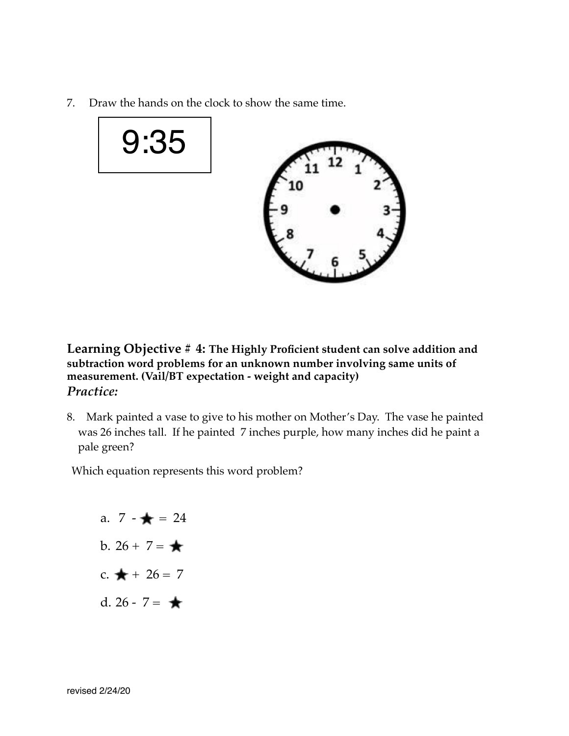7. Draw the hands on the clock to show the same time.

9:35

**Learning Objective # 4: The Highly Proficient student can solve addition and subtraction word problems for an unknown number involving same units of measurement. (Vail/BT expectation - weight and capacity)**

***Practice:***

8. Mark painted a vase to give to his mother on Mother's Day. The vase he painted was 26 inches tall. If he painted 7 inches purple, how many inches did he paint a pale green?

Which equation represents this word problem?

a. 7 - ★ = 24

b. 26 + 7 = ★

c. ★ + 26 = 7

d. 26 - 7 = ★

revised 2/24/20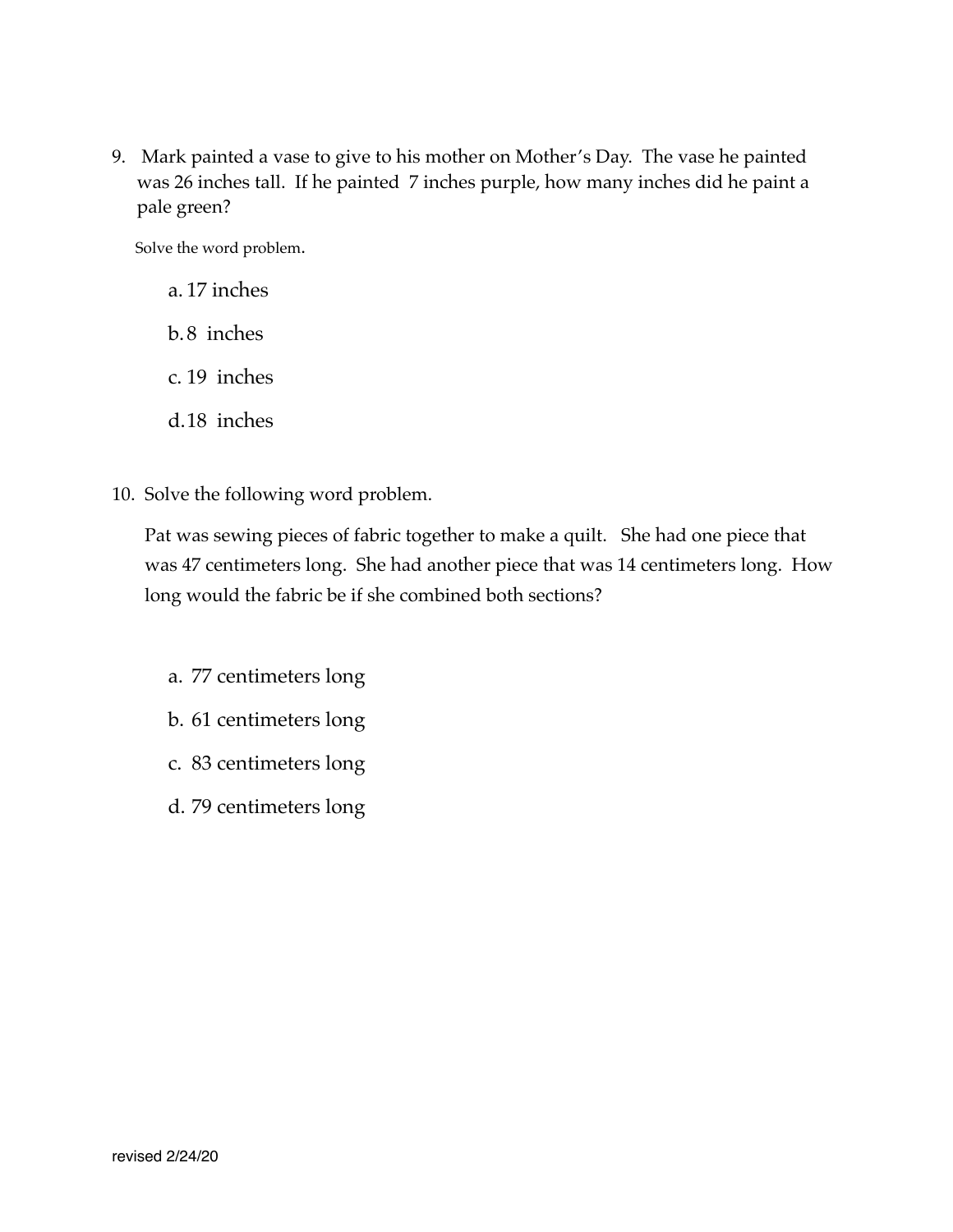9. Mark painted a vase to give to his mother on Mother's Day. The vase he painted was 26 inches tall. If he painted 7 inches purple, how many inches did he paint a pale green?

   Solve the word problem.

   a. 17 inches

   b. 8 inches

   c. 19 inches

   d. 18 inches

10. Solve the following word problem.

    Pat was sewing pieces of fabric together to make a quilt. She had one piece that was 47 centimeters long. She had another piece that was 14 centimeters long. How long would the fabric be if she combined both sections?

    a. 77 centimeters long

    b. 61 centimeters long

    c. 83 centimeters long

    d. 79 centimeters long

revised 2/24/20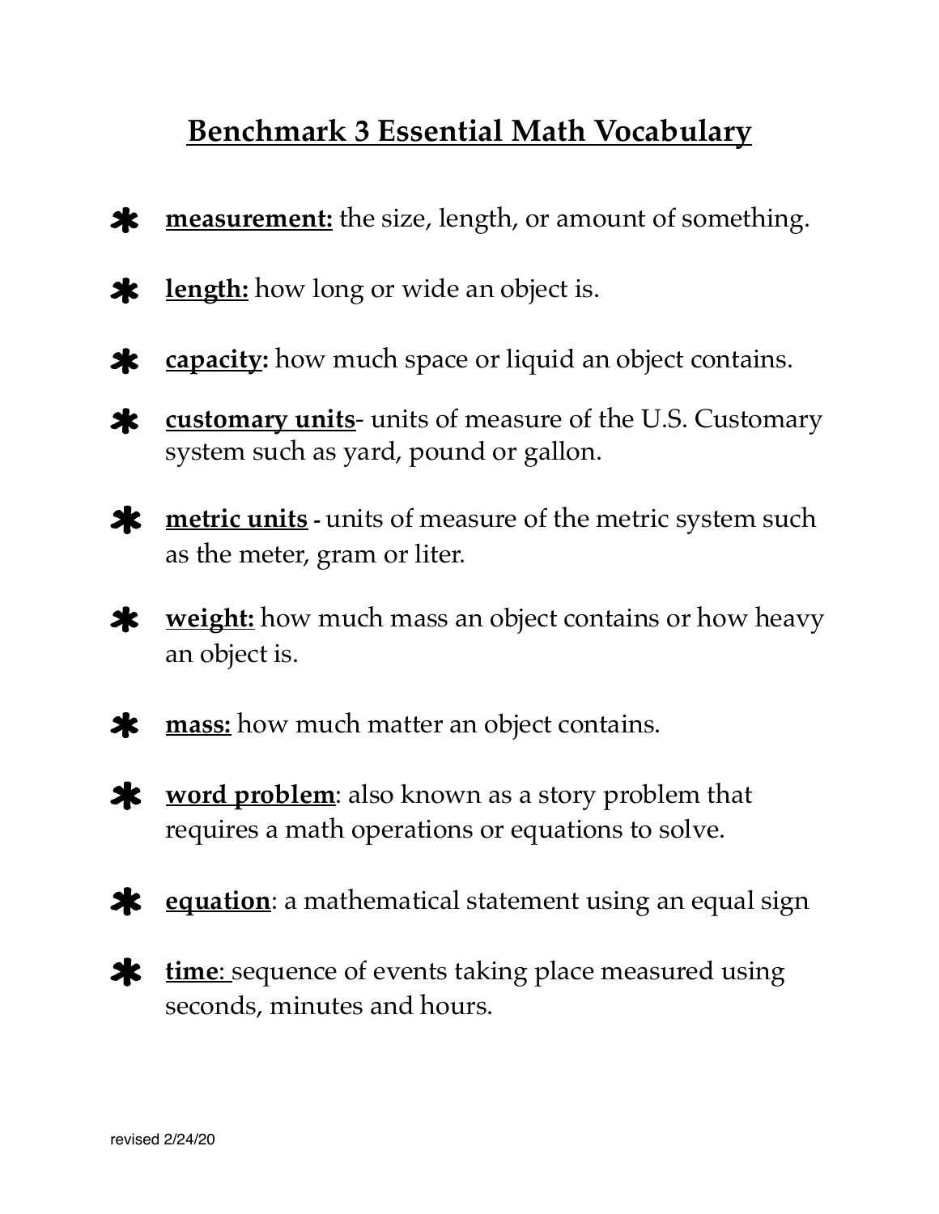# Benchmark 3 Essential Math Vocabulary

- **measurement:** the size, length, or amount of something.
- **length:** how long or wide an object is.
- **capacity:** how much space or liquid an object contains.
- **customary units**- units of measure of the U.S. Customary system such as yard, pound or gallon.
- **metric units** - units of measure of the metric system such as the meter, gram or liter.
- **weight:** how much mass an object contains or how heavy an object is.
- **mass:** how much matter an object contains.
- **word problem**: also known as a story problem that requires a math operations or equations to solve.
- **equation**: a mathematical statement using an equal sign
- **time**: sequence of events taking place measured using seconds, minutes and hours.

revised 2/24/20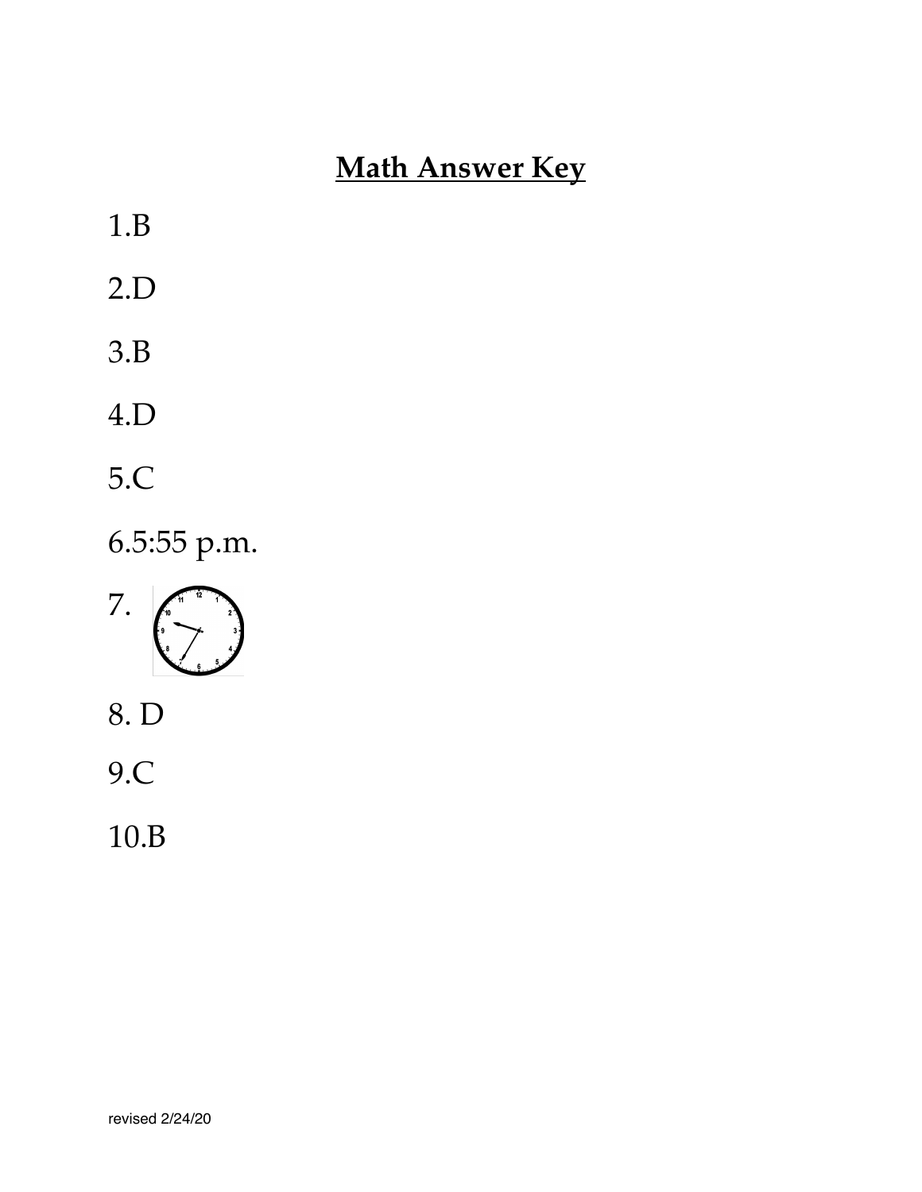# Math Answer Key

1.B

2.D

3.B

4.D

5.C

6.5:55 p.m.

7.

8. D

9.C

10.B

revised 2/24/20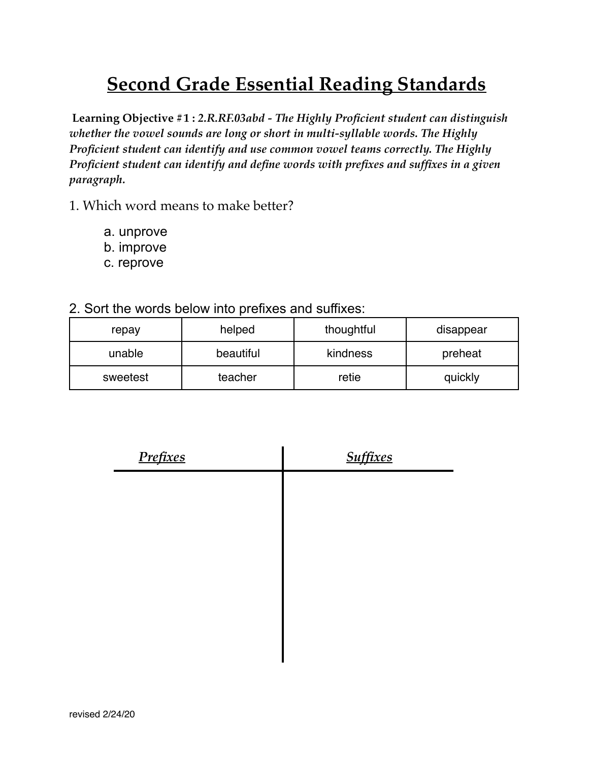# Second Grade Essential Reading Standards

**Learning Objective #1 :** ***2.R.RF.03abd - The Highly Proficient student can distinguish whether the vowel sounds are long or short in multi-syllable words. The Highly Proficient student can identify and use common vowel teams correctly. The Highly Proficient student can identify and define words with prefixes and suffixes in a given paragraph.***

1. Which word means to make better?

   a. unprove
   b. improve
   c. reprove

2. Sort the words below into prefixes and suffixes:

| repay | helped | thoughtful | disappear |
|---|---|---|---|
| unable | beautiful | kindness | preheat |
| sweetest | teacher | retie | quickly |

| ***Prefixes*** | ***Suffixes*** |
|---|---|
| | |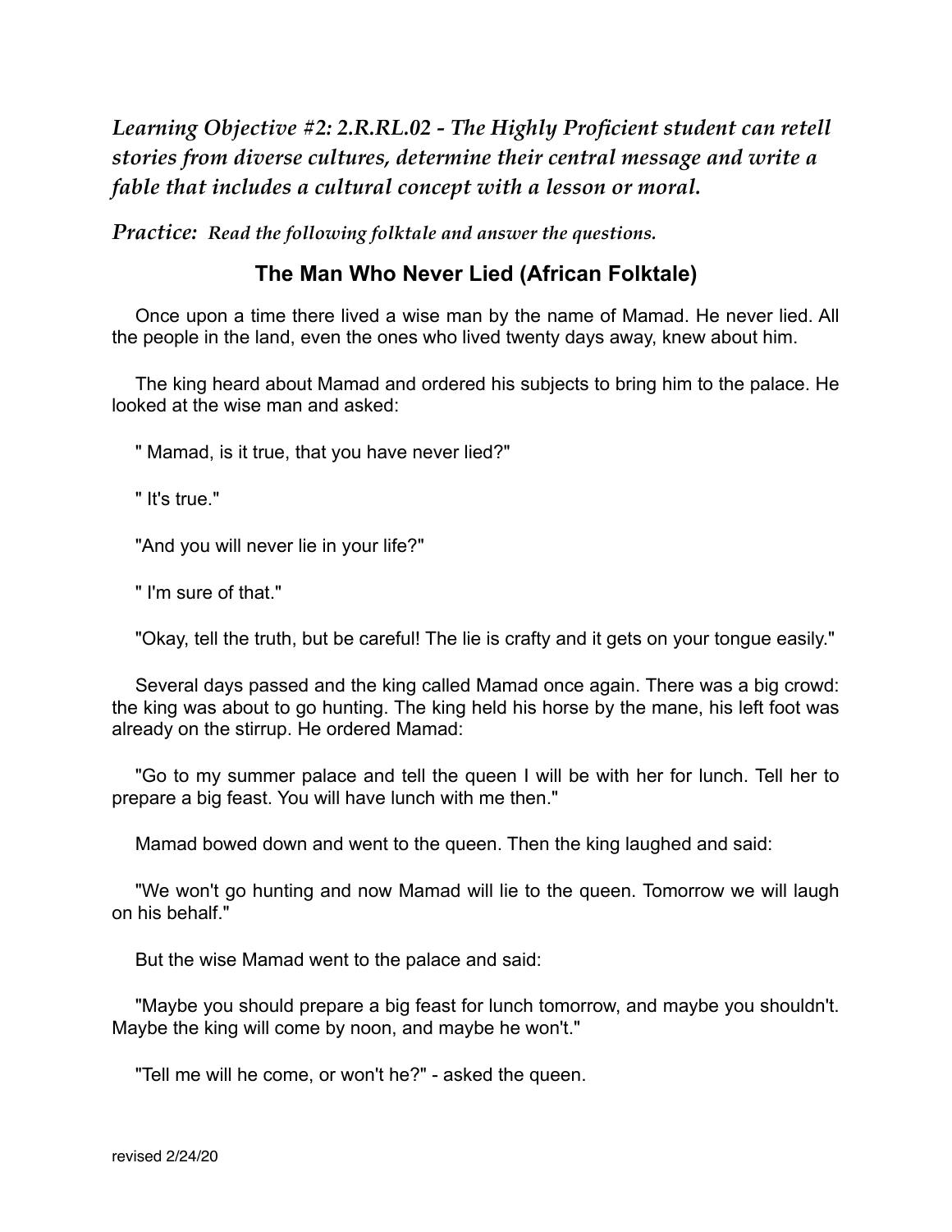*Learning Objective #2: 2.R.RL.02 - The Highly Proficient student can retell stories from diverse cultures, determine their central message and write a fable that includes a cultural concept with a lesson or moral.*

*Practice: Read the following folktale and answer the questions.*

## The Man Who Never Lied (African Folktale)

Once upon a time there lived a wise man by the name of Mamad. He never lied. All the people in the land, even the ones who lived twenty days away, knew about him.

The king heard about Mamad and ordered his subjects to bring him to the palace. He looked at the wise man and asked:

" Mamad, is it true, that you have never lied?"

" It's true."

"And you will never lie in your life?"

" I'm sure of that."

"Okay, tell the truth, but be careful! The lie is crafty and it gets on your tongue easily."

Several days passed and the king called Mamad once again. There was a big crowd: the king was about to go hunting. The king held his horse by the mane, his left foot was already on the stirrup. He ordered Mamad:

"Go to my summer palace and tell the queen I will be with her for lunch. Tell her to prepare a big feast. You will have lunch with me then."

Mamad bowed down and went to the queen. Then the king laughed and said:

"We won't go hunting and now Mamad will lie to the queen. Tomorrow we will laugh on his behalf."

But the wise Mamad went to the palace and said:

"Maybe you should prepare a big feast for lunch tomorrow, and maybe you shouldn't. Maybe the king will come by noon, and maybe he won't."

"Tell me will he come, or won't he?" - asked the queen.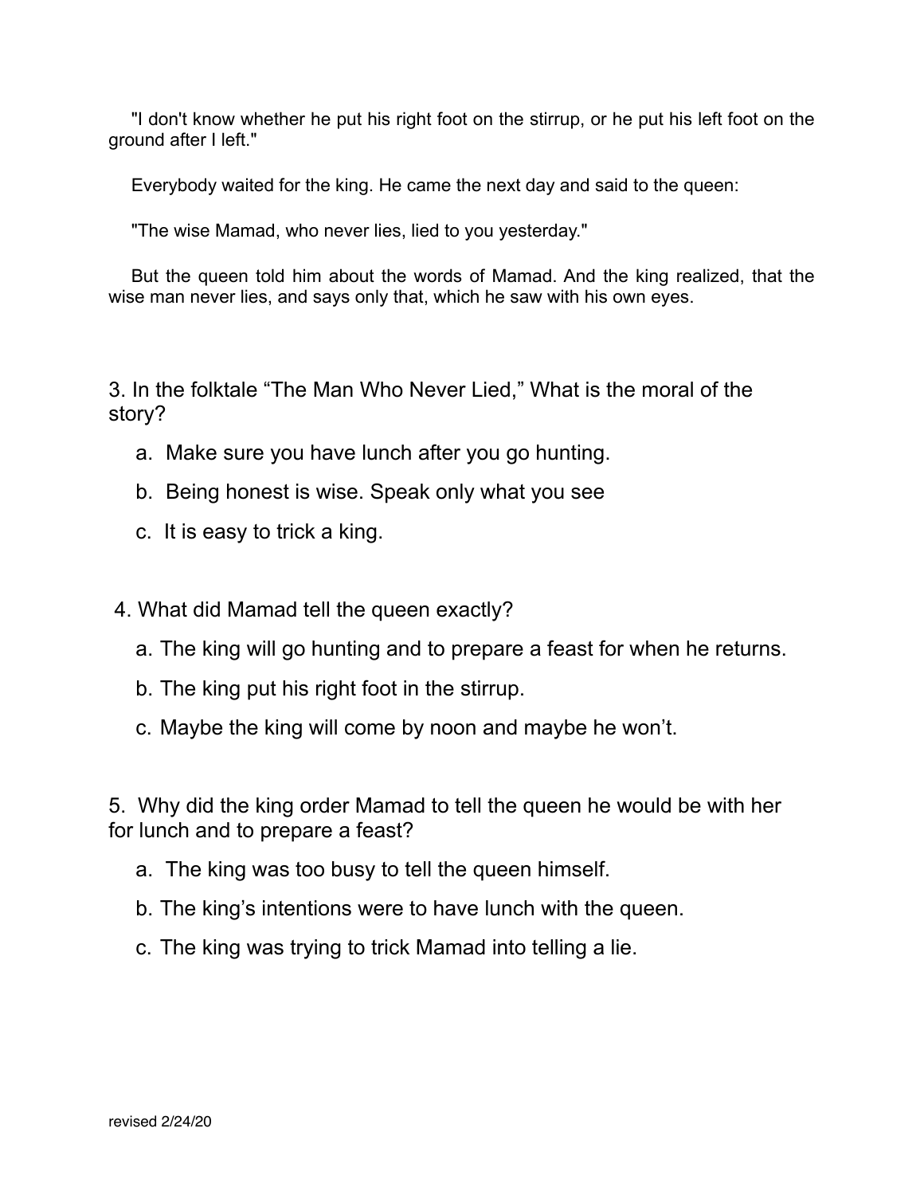"I don't know whether he put his right foot on the stirrup, or he put his left foot on the ground after I left."

Everybody waited for the king. He came the next day and said to the queen:

"The wise Mamad, who never lies, lied to you yesterday."

But the queen told him about the words of Mamad. And the king realized, that the wise man never lies, and says only that, which he saw with his own eyes.

3. In the folktale "The Man Who Never Lied," What is the moral of the story?

   a. Make sure you have lunch after you go hunting.

   b. Being honest is wise. Speak only what you see

   c. It is easy to trick a king.

4. What did Mamad tell the queen exactly?

   a. The king will go hunting and to prepare a feast for when he returns.

   b. The king put his right foot in the stirrup.

   c. Maybe the king will come by noon and maybe he won't.

5. Why did the king order Mamad to tell the queen he would be with her for lunch and to prepare a feast?

   a. The king was too busy to tell the queen himself.

   b. The king's intentions were to have lunch with the queen.

   c. The king was trying to trick Mamad into telling a lie.

revised 2/24/20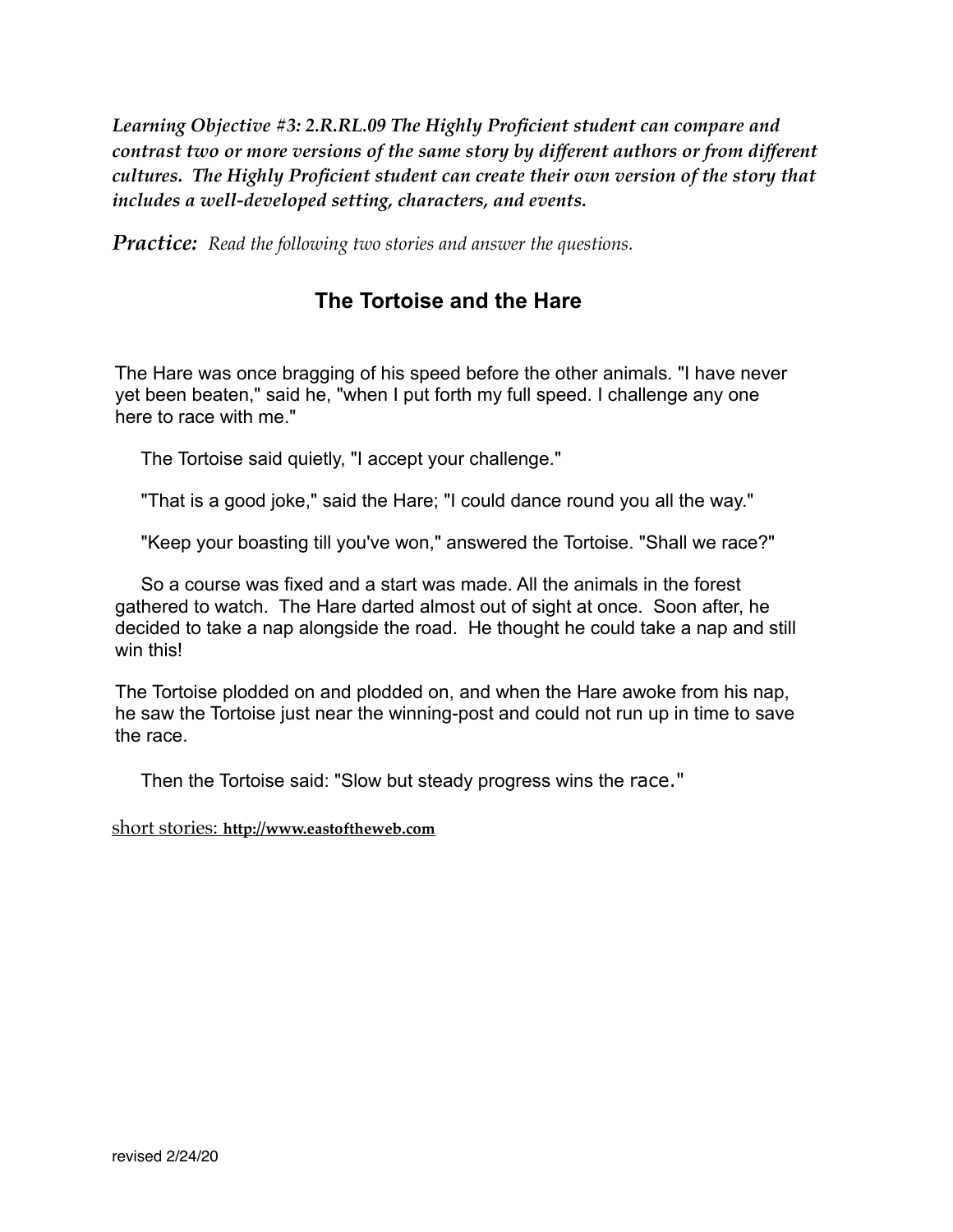***Learning Objective #3: 2.R.RL.09 The Highly Proficient student can compare and contrast two or more versions of the same story by different authors or from different cultures. The Highly Proficient student can create their own version of the story that includes a well-developed setting, characters, and events.***

***Practice:*** *Read the following two stories and answer the questions.*

## The Tortoise and the Hare

The Hare was once bragging of his speed before the other animals. "I have never yet been beaten," said he, "when I put forth my full speed. I challenge any one here to race with me."

The Tortoise said quietly, "I accept your challenge."

"That is a good joke," said the Hare; "I could dance round you all the way."

"Keep your boasting till you've won," answered the Tortoise. "Shall we race?"

So a course was fixed and a start was made. All the animals in the forest gathered to watch. The Hare darted almost out of sight at once. Soon after, he decided to take a nap alongside the road. He thought he could take a nap and still win this!

The Tortoise plodded on and plodded on, and when the Hare awoke from his nap, he saw the Tortoise just near the winning-post and could not run up in time to save the race.

Then the Tortoise said: "Slow but steady progress wins the race."

short stories: **http://www.eastoftheweb.com**

revised 2/24/20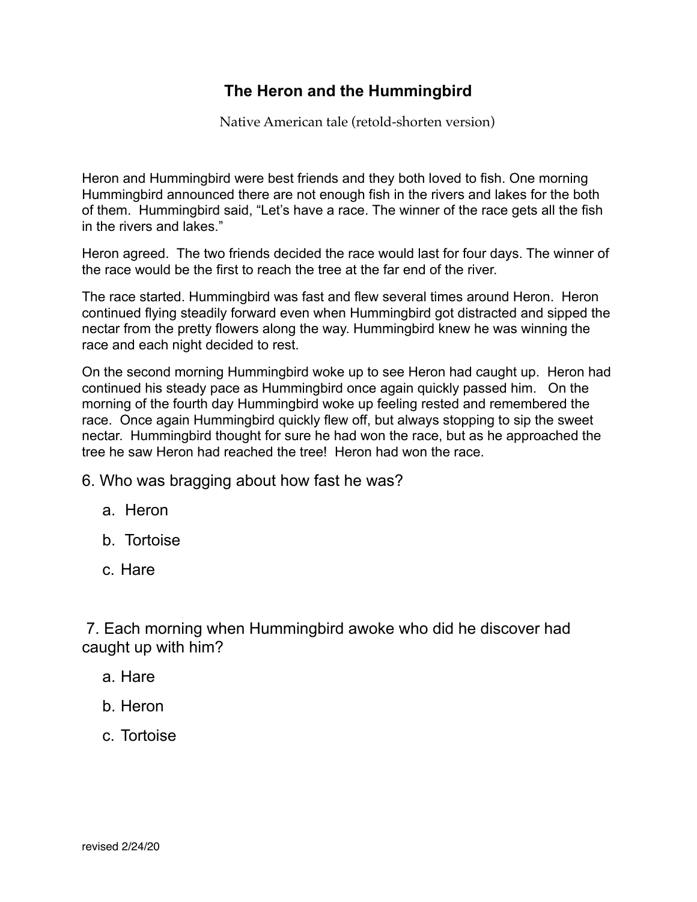# The Heron and the Hummingbird

Native American tale (retold-shorten version)

Heron and Hummingbird were best friends and they both loved to fish. One morning Hummingbird announced there are not enough fish in the rivers and lakes for the both of them. Hummingbird said, "Let's have a race. The winner of the race gets all the fish in the rivers and lakes."

Heron agreed. The two friends decided the race would last for four days. The winner of the race would be the first to reach the tree at the far end of the river.

The race started. Hummingbird was fast and flew several times around Heron. Heron continued flying steadily forward even when Hummingbird got distracted and sipped the nectar from the pretty flowers along the way. Hummingbird knew he was winning the race and each night decided to rest.

On the second morning Hummingbird woke up to see Heron had caught up. Heron had continued his steady pace as Hummingbird once again quickly passed him. On the morning of the fourth day Hummingbird woke up feeling rested and remembered the race. Once again Hummingbird quickly flew off, but always stopping to sip the sweet nectar. Hummingbird thought for sure he had won the race, but as he approached the tree he saw Heron had reached the tree! Heron had won the race.

6. Who was bragging about how fast he was?

   a. Heron

   b. Tortoise

   c. Hare

7. Each morning when Hummingbird awoke who did he discover had caught up with him?

   a. Hare

   b. Heron

   c. Tortoise

revised 2/24/20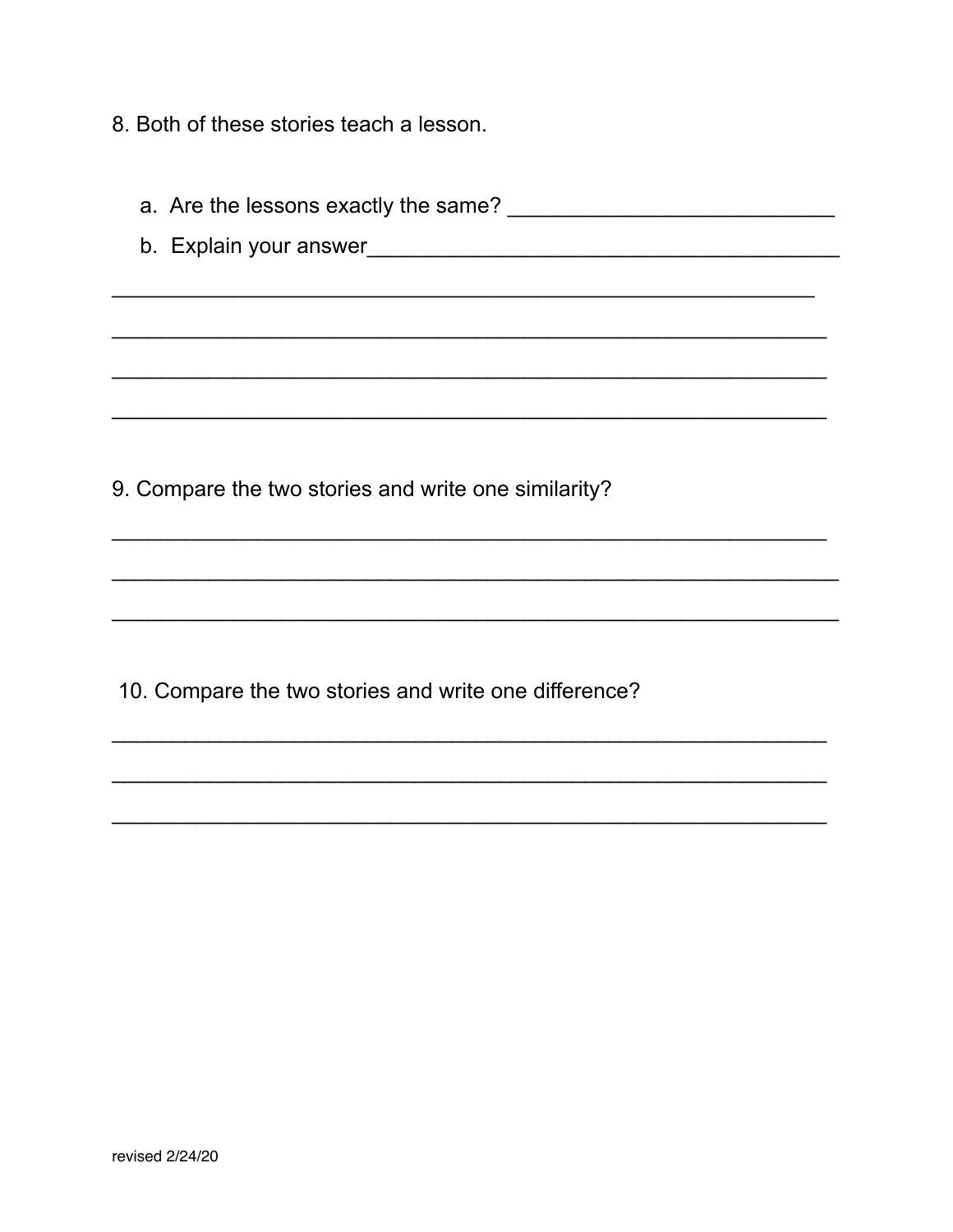8. Both of these stories teach a lesson.

   a. Are the lessons exactly the same? ___________________________

   b. Explain your answer_________________________________________

_____________________________________________________________

_____________________________________________________________

_____________________________________________________________

_____________________________________________________________

9. Compare the two stories and write one similarity?

_____________________________________________________________

_____________________________________________________________

_____________________________________________________________

10. Compare the two stories and write one difference?

_____________________________________________________________

_____________________________________________________________

_____________________________________________________________

revised 2/24/20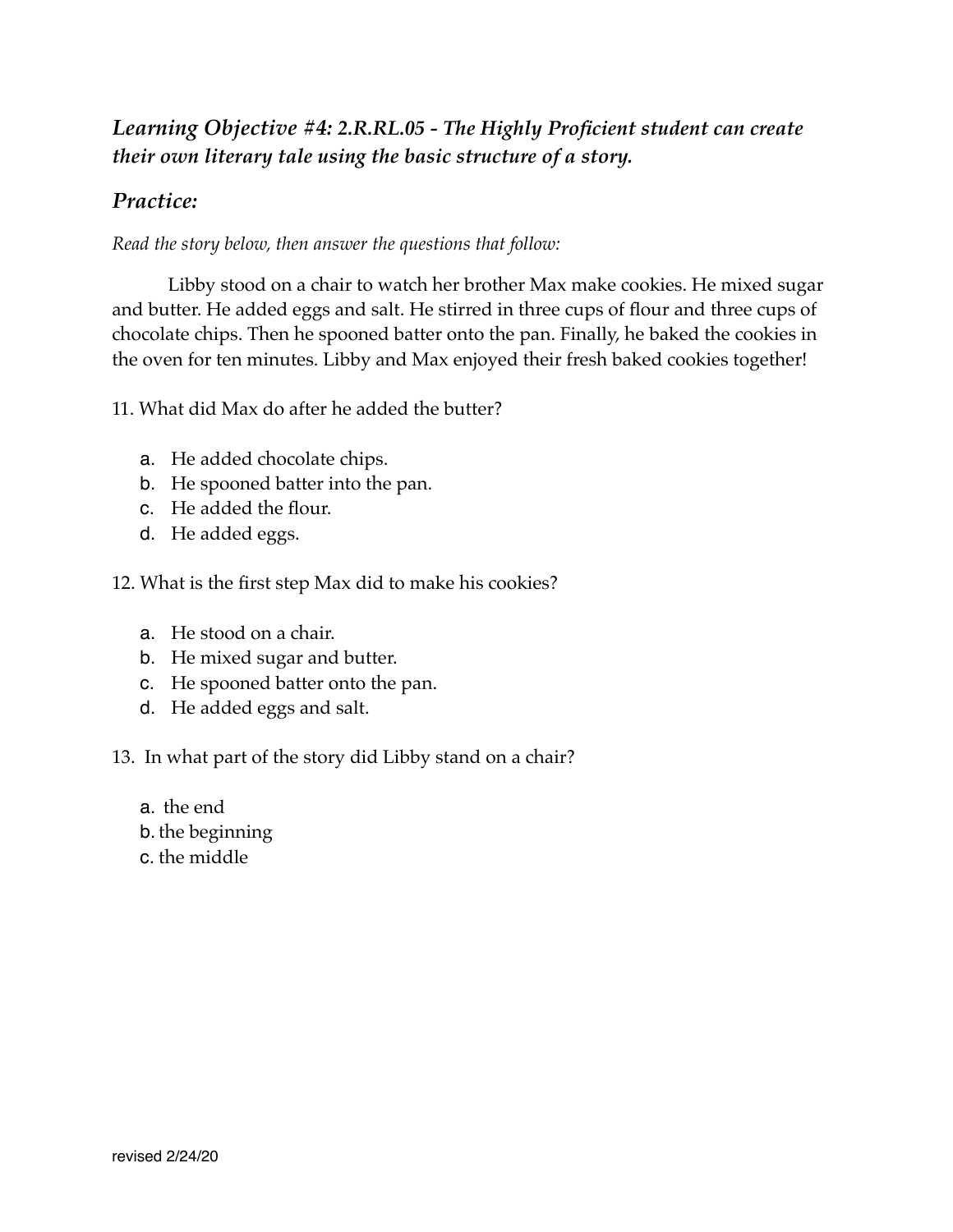### *Learning Objective #4: 2.R.RL.05 - The Highly Proficient student can create their own literary tale using the basic structure of a story.*

### *Practice:*

*Read the story below, then answer the questions that follow:*

Libby stood on a chair to watch her brother Max make cookies. He mixed sugar and butter. He added eggs and salt. He stirred in three cups of flour and three cups of chocolate chips. Then he spooned batter onto the pan. Finally, he baked the cookies in the oven for ten minutes. Libby and Max enjoyed their fresh baked cookies together!

11. What did Max do after he added the butter?

   a. He added chocolate chips.
   b. He spooned batter into the pan.
   c. He added the flour.
   d. He added eggs.

12. What is the first step Max did to make his cookies?

   a. He stood on a chair.
   b. He mixed sugar and butter.
   c. He spooned batter onto the pan.
   d. He added eggs and salt.

13. In what part of the story did Libby stand on a chair?

   a. the end
   b. the beginning
   c. the middle

revised 2/24/20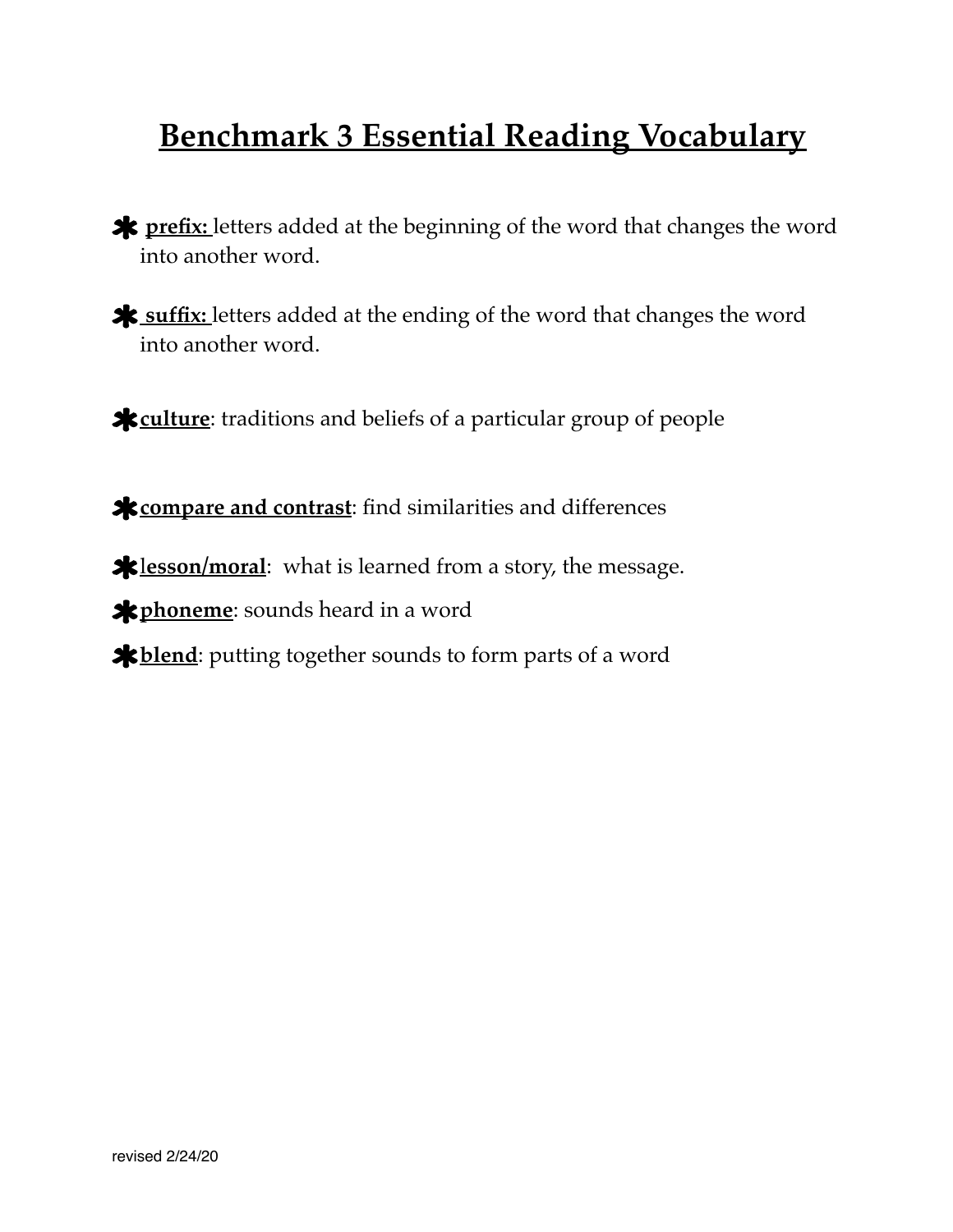# Benchmark 3 Essential Reading Vocabulary

- **prefix:** letters added at the beginning of the word that changes the word into another word.

- **suffix:** letters added at the ending of the word that changes the word into another word.

- **culture**: traditions and beliefs of a particular group of people

- **compare and contrast**: find similarities and differences

- **lesson/moral**: what is learned from a story, the message.

- **phoneme**: sounds heard in a word

- **blend**: putting together sounds to form parts of a word

revised 2/24/20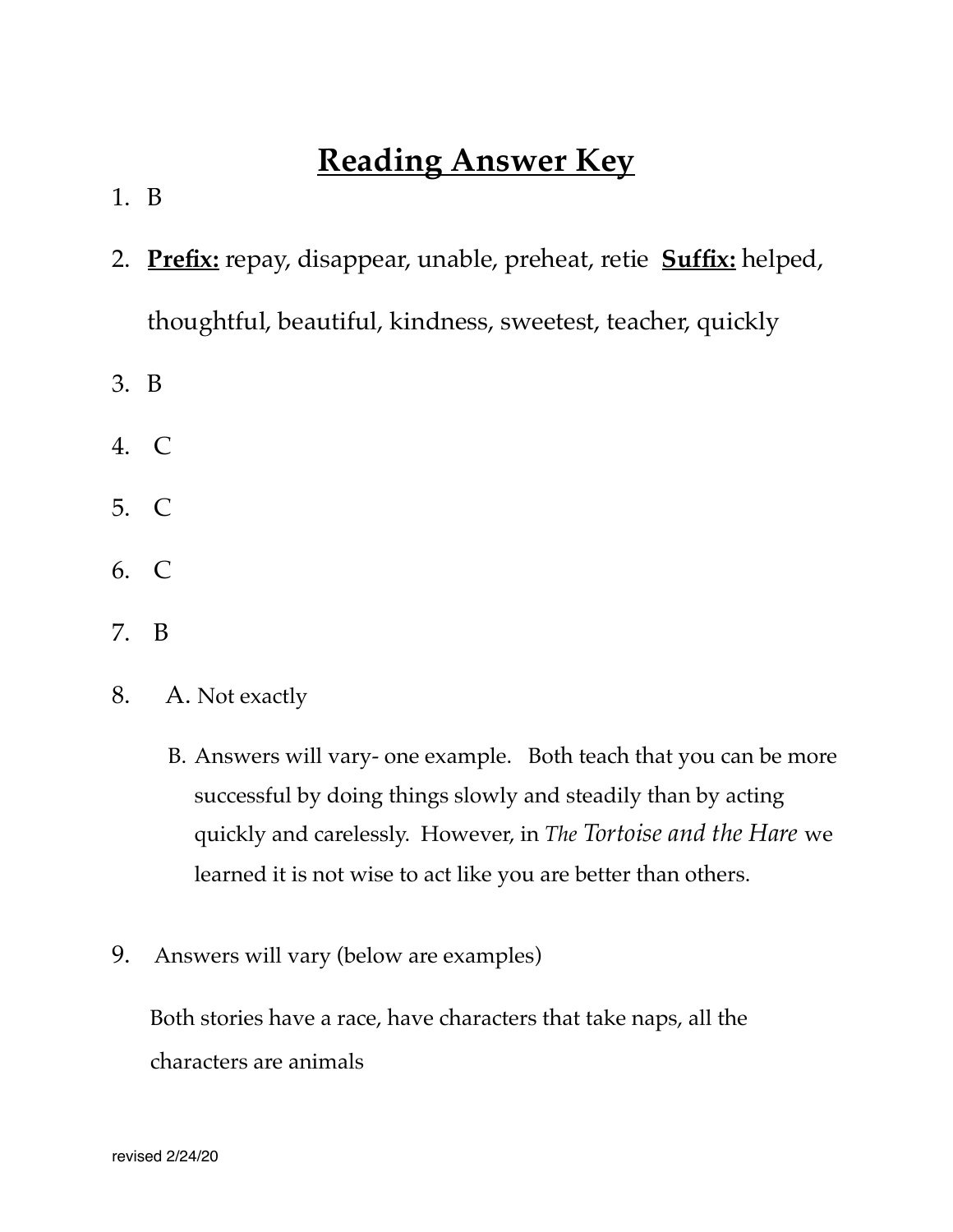# Reading Answer Key

1. B
2. **Prefix:** repay, disappear, unable, preheat, retie **Suffix:** helped, thoughtful, beautiful, kindness, sweetest, teacher, quickly
3. B
4. C
5. C
6. C
7. B
8. A. Not exactly

   B. Answers will vary- one example. Both teach that you can be more successful by doing things slowly and steadily than by acting quickly and carelessly. However, in *The Tortoise and the Hare* we learned it is not wise to act like you are better than others.

9. Answers will vary (below are examples)

   Both stories have a race, have characters that take naps, all the characters are animals

revised 2/24/20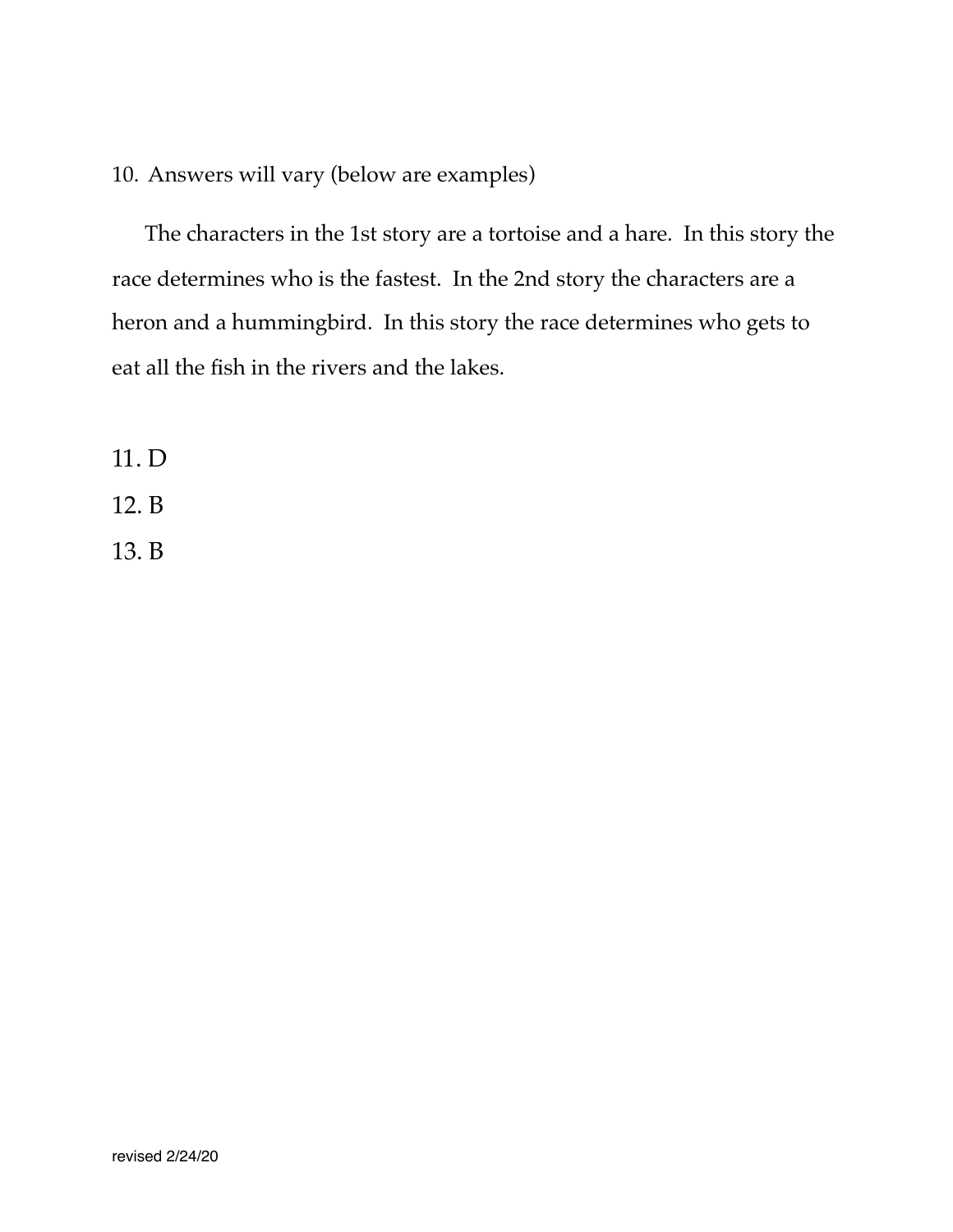10. Answers will vary (below are examples)

The characters in the 1st story are a tortoise and a hare. In this story the race determines who is the fastest. In the 2nd story the characters are a heron and a hummingbird. In this story the race determines who gets to eat all the fish in the rivers and the lakes.

11. D
12. B
13. B

revised 2/24/20